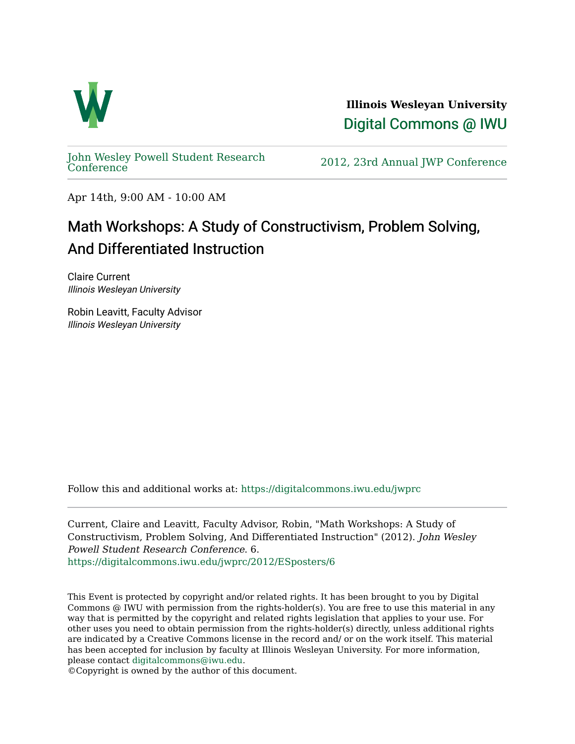**Illinois Wesleyan University**

Digital Commons @ IWU

John Wesley Powell Student Research Conference

2012, 23rd Annual JWP Conference

Apr 14th, 9:00 AM - 10:00 AM

# Math Workshops: A Study of Constructivism, Problem Solving, And Differentiated Instruction

Claire Current
*Illinois Wesleyan University*

Robin Leavitt, Faculty Advisor
*Illinois Wesleyan University*

Follow this and additional works at: https://digitalcommons.iwu.edu/jwprc

Current, Claire and Leavitt, Faculty Advisor, Robin, "Math Workshops: A Study of Constructivism, Problem Solving, And Differentiated Instruction" (2012). *John Wesley Powell Student Research Conference*. 6.
https://digitalcommons.iwu.edu/jwprc/2012/ESposters/6

This Event is protected by copyright and/or related rights. It has been brought to you by Digital Commons @ IWU with permission from the rights-holder(s). You are free to use this material in any way that is permitted by the copyright and related rights legislation that applies to your use. For other uses you need to obtain permission from the rights-holder(s) directly, unless additional rights are indicated by a Creative Commons license in the record and/ or on the work itself. This material has been accepted for inclusion by faculty at Illinois Wesleyan University. For more information, please contact digitalcommons@iwu.edu.
©Copyright is owned by the author of this document.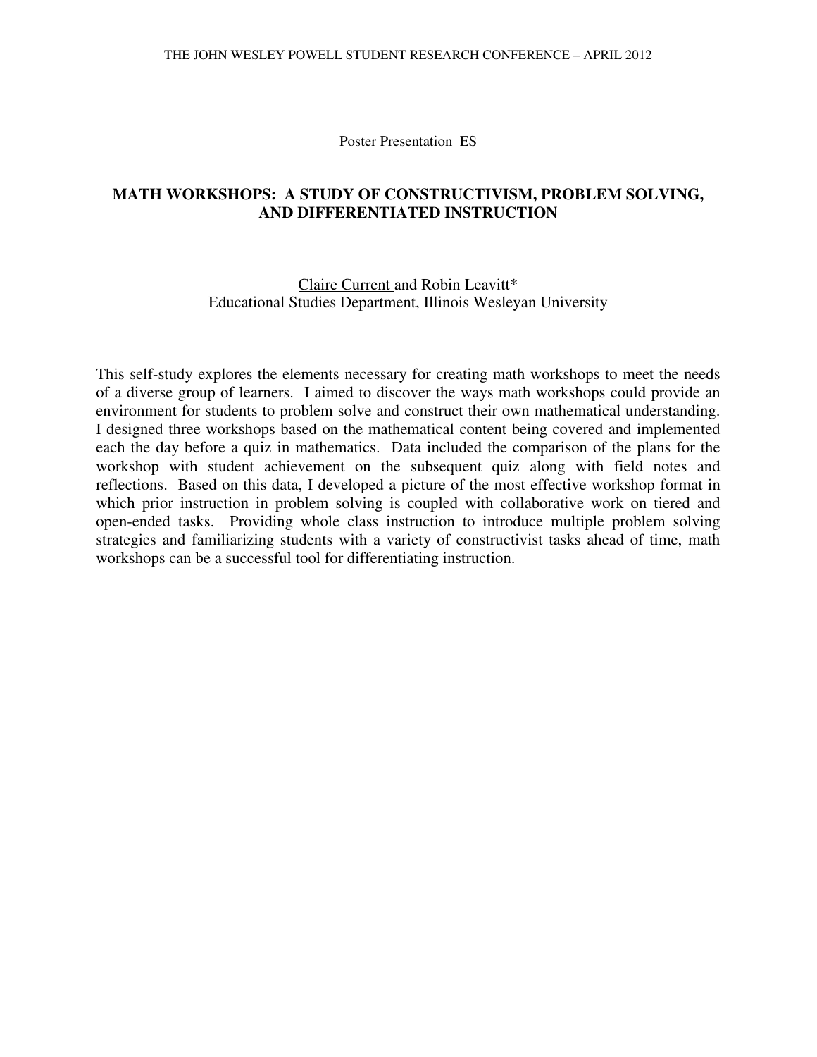Poster Presentation ES

## MATH WORKSHOPS: A STUDY OF CONSTRUCTIVISM, PROBLEM SOLVING, AND DIFFERENTIATED INSTRUCTION

Claire Current and Robin Leavitt*  
Educational Studies Department, Illinois Wesleyan University

This self-study explores the elements necessary for creating math workshops to meet the needs of a diverse group of learners. I aimed to discover the ways math workshops could provide an environment for students to problem solve and construct their own mathematical understanding. I designed three workshops based on the mathematical content being covered and implemented each the day before a quiz in mathematics. Data included the comparison of the plans for the workshop with student achievement on the subsequent quiz along with field notes and reflections. Based on this data, I developed a picture of the most effective workshop format in which prior instruction in problem solving is coupled with collaborative work on tiered and open-ended tasks. Providing whole class instruction to introduce multiple problem solving strategies and familiarizing students with a variety of constructivist tasks ahead of time, math workshops can be a successful tool for differentiating instruction.